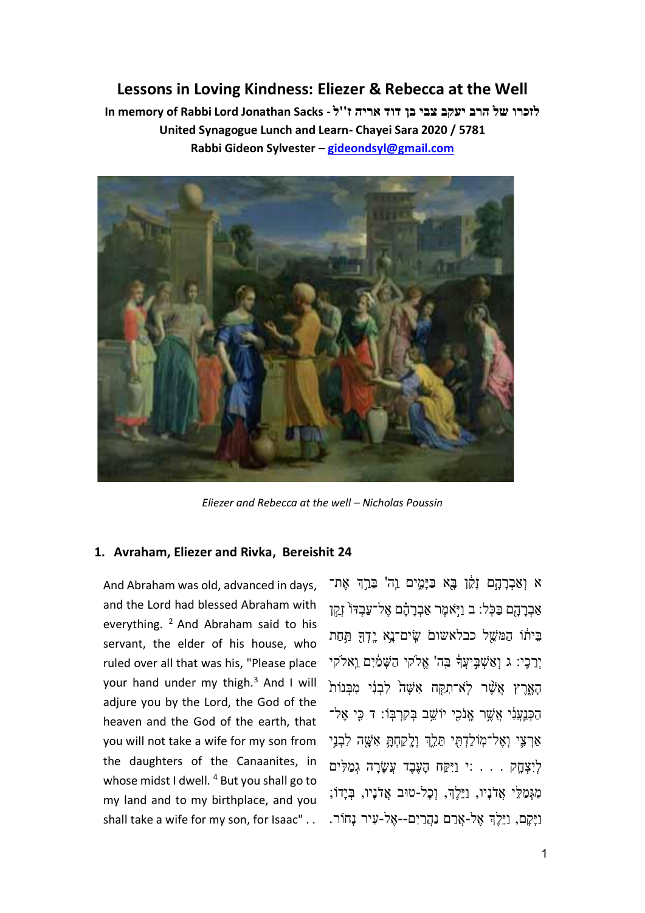# Lessons in Loving Kindness: Eliezer & Rebecca at the Well

**In memory of Rabbi Lord Jonathan Sacks - לזכרו של הרב יעקב צבי בן דוד אריה ז"ל**

**United Synagogue Lunch and Learn- Chayei Sara 2020 / 5781**

**Rabbi Gideon Sylvester – gideondsyl@gmail.com**

*Eliezer and Rebecca at the well – Nicholas Poussin*

## 1. Avraham, Eliezer and Rivka, Bereishit 24

And Abraham was old, advanced in days, and the Lord had blessed Abraham with everything. [2] And Abraham said to his servant, the elder of his house, who ruled over all that was his, "Please place your hand under my thigh.[3] And I will adjure you by the Lord, the God of the heaven and the God of the earth, that you will not take a wife for my son from the daughters of the Canaanites, in whose midst I dwell. [4] But you shall go to my land and to my birthplace, and you shall take a wife for my son, for Isaac" . .

א וְאַבְרָהָם זָקֵן בָּא בַּיָּמִים וַה' בֵּרַךְ אֶת־אַבְרָהָם בַּכֹּל: ב וַיֹּאמֶר אַבְרָהָם אֶל־עַבְדּוֹ זְקַן בֵּיתוֹ הַמֹּשֵׁל כבלאשום שִׂים־נָא יָדְךָ תַּחַת יְרֵכִי: ג וְאַשְׁבִּיעֲךָ בַּה' אֱלֹקֵי הַשָּׁמַיִם וֵאלֹקֵי הָאָרֶץ אֲשֶׁר לֹא־תִקַּח אִשָּׁה לִבְנִי מִבְּנוֹת הַכְּנַעֲנִי אֲשֶׁר אָנֹכִי יוֹשֵׁב בְּקִרְבּוֹ: ד כִּי אֶל־אַרְצִי וְאֶל־מוֹלַדְתִּי תֵּלֵךְ וְלָקַחְתָּ אִשָּׁה לִבְנִי לְיִצְחָק . . . :י וַיִּקַּח הָעֶבֶד עֲשָׂרָה גְמַלִּים מִגְּמַלֵּי אֲדֹנָיו, וַיֵּלֶךְ, וְכָל-טוּב אֲדֹנָיו, בְּיָדוֹ; וַיָּקָם, וַיֵּלֶךְ אֶל-אֲרַם נַהֲרַיִם--אֶל-עִיר נָחוֹר.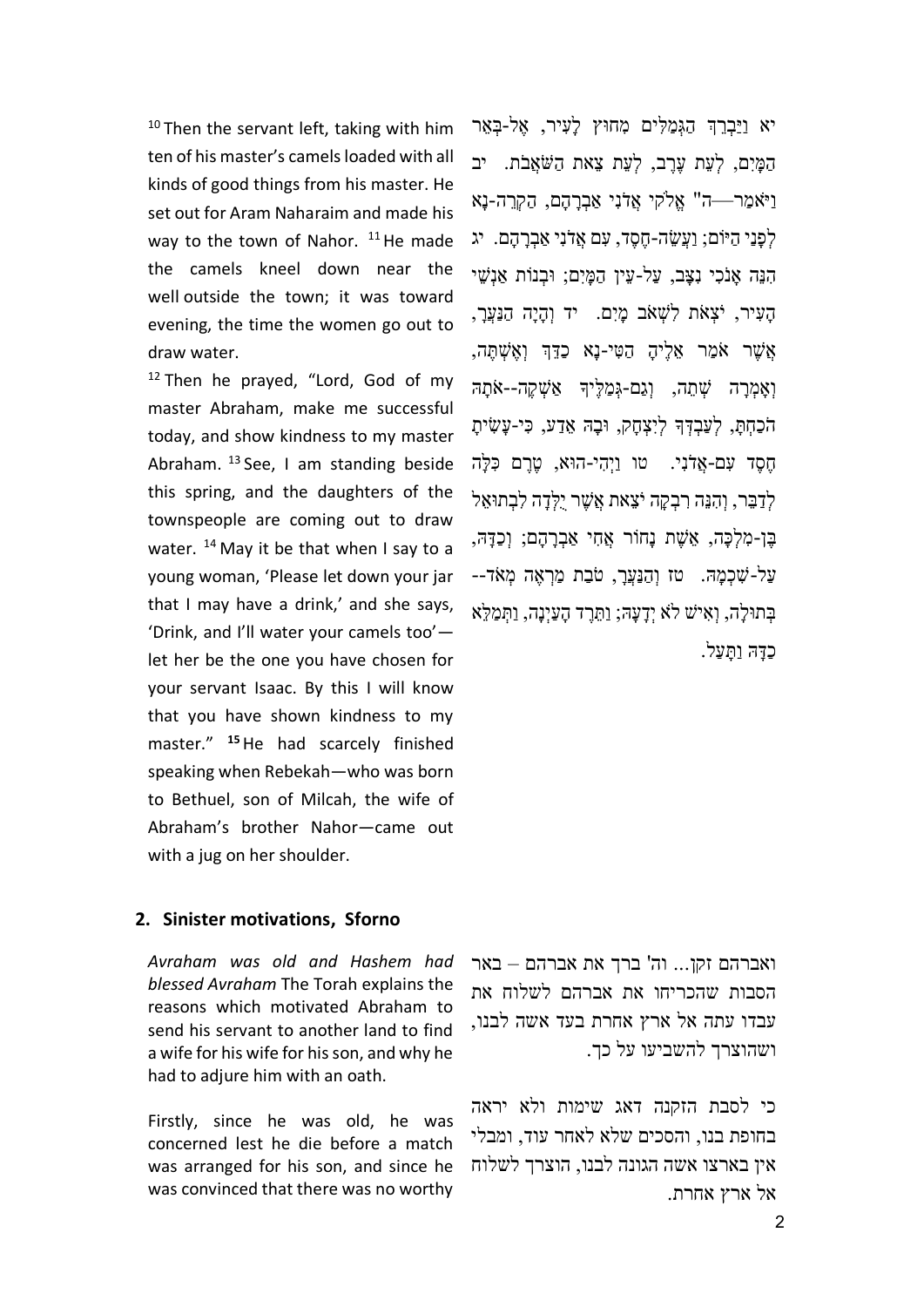[10] Then the servant left, taking with him ten of his master's camels loaded with all kinds of good things from his master. He set out for Aram Naharaim and made his way to the town of Nahor. [11] He made the camels kneel down near the well outside the town; it was toward evening, the time the women go out to draw water.

[12] Then he prayed, "Lord, God of my master Abraham, make me successful today, and show kindness to my master Abraham. [13] See, I am standing beside this spring, and the daughters of the townspeople are coming out to draw water. [14] May it be that when I say to a young woman, 'Please let down your jar that I may have a drink,' and she says, 'Drink, and I'll water your camels too'—let her be the one you have chosen for your servant Isaac. By this I will know that you have shown kindness to my master." **[15]** He had scarcely finished speaking when Rebekah—who was born to Bethuel, son of Milcah, the wife of Abraham's brother Nahor—came out with a jug on her shoulder.

יא וַיַּבְרֵךְ הַגְּמַלִּים מִחוּץ לָעִיר, אֶל-בְּאֵר הַמָּיִם, לְעֵת עֶרֶב, לְעֵת צֵאת הַשֹּׁאֲבֹת. יב וַיֹּאמַר—ה" אֱלֹקֵי אֲדֹנִי אַבְרָהָם, הַקְרֵה-נָא לְפָנַי הַיּוֹם; וַעֲשֵׂה-חֶסֶד, עִם אֲדֹנִי אַבְרָהָם. יג הִנֵּה אָנֹכִי נִצָּב, עַל-עֵין הַמָּיִם; וּבְנוֹת אַנְשֵׁי הָעִיר, יֹצְאֹת לִשְׁאֹב מָיִם. יד וְהָיָה הַנַּעֲרָ, אֲשֶׁר אֹמַר אֵלֶיהָ הַטִּי-נָא כַדֵּךְ וְאֶשְׁתֶּה, וְאָמְרָה שְׁתֵה, וְגַם-גְּמַלֶּיךָ אַשְׁקֶה--אֹתָהּ הֹכַחְתָּ, לְעַבְדְּךָ לְיִצְחָק, וּבָהּ אֵדַע, כִּי-עָשִׂיתָ חֶסֶד עִם-אֲדֹנִי. טו וַיְהִי-הוּא, טֶרֶם כִּלָּה לְדַבֵּר, וְהִנֵּה רִבְקָה יֹצֵאת אֲשֶׁר יֻלְּדָה לִבְתוּאֵל בֶּן-מִלְכָּה, אֵשֶׁת נָחוֹר אֲחִי אַבְרָהָם; וְכַדָּהּ, עַל-שִׁכְמָהּ. טז וְהַנַּעֲרָ, טֹבַת מַרְאֶה מְאֹד--בְּתוּלָה, וְאִישׁ לֹא יְדָעָהּ; וַתֵּרֶד הָעַיְנָה, וַתְּמַלֵּא כַדָּהּ וַתָּעַל.

## 2. Sinister motivations, Sforno

*Avraham was old and Hashem had blessed Avraham* The Torah explains the reasons which motivated Abraham to send his servant to another land to find a wife for his wife for his son, and why he had to adjure him with an oath.

Firstly, since he was old, he was concerned lest he die before a match was arranged for his son, and since he was convinced that there was no worthy

ואברהם זקן... וה' ברך את אברהם – באר הסבות שהכריחו את אברהם לשלוח את עבדו עתה אל ארץ אחרת בעד אשה לבנו, ושהוצרך להשביעו על כך.

כי לסבת הזקנה דאג שימות ולא יראה בחופת בנו, והסכים שלא לאחר עוד, ומבלי אין בארצו אשה הגונה לבנו, הוצרך לשלוח אל ארץ אחרת.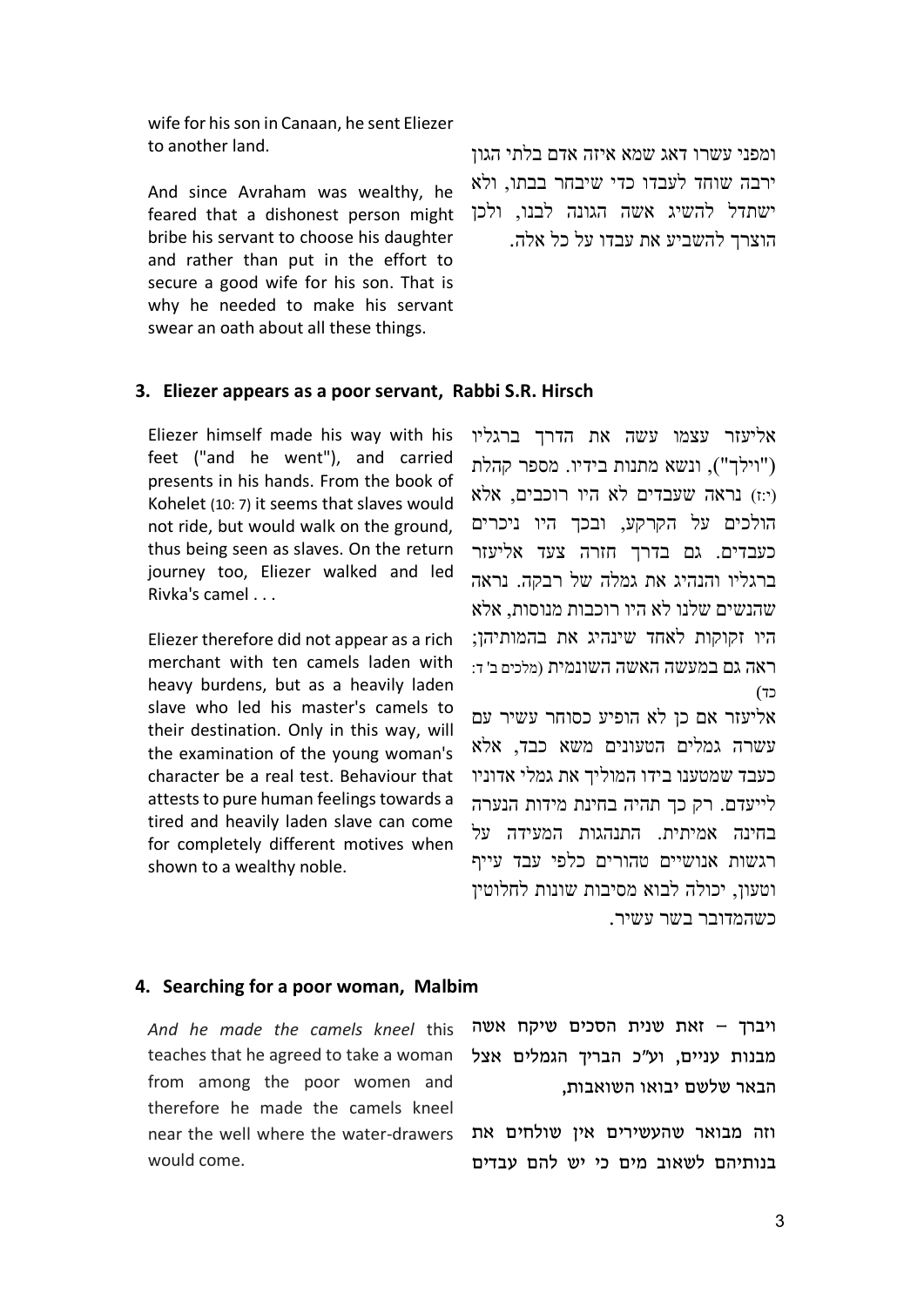wife for his son in Canaan, he sent Eliezer to another land.

And since Avraham was wealthy, he feared that a dishonest person might bribe his servant to choose his daughter and rather than put in the effort to secure a good wife for his son. That is why he needed to make his servant swear an oath about all these things.

ומפני עשרו דאג שמא איזה אדם בלתי הגון ירבה שוחד לעבדו כדי שיבחר בבתו, ולא ישתדל להשיג אשה הגונה לבנו, ולכן הוצרך להשביע את עבדו על כל אלה.

### 3. Eliezer appears as a poor servant, Rabbi S.R. Hirsch

Eliezer himself made his way with his feet ("and he went"), and carried presents in his hands. From the book of Kohelet (10: 7) it seems that slaves would not ride, but would walk on the ground, thus being seen as slaves. On the return journey too, Eliezer walked and led Rivka's camel . . .

Eliezer therefore did not appear as a rich merchant with ten camels laden with heavy burdens, but as a heavily laden slave who led his master's camels to their destination. Only in this way, will the examination of the young woman's character be a real test. Behaviour that attests to pure human feelings towards a tired and heavily laden slave can come for completely different motives when shown to a wealthy noble.

אליעזר עצמו עשה את הדרך ברגליו ("וילך"), ונשא מתנות בידיו. מספר קהלת (י:ז) נראה שעבדים לא היו רוכבים, אלא הולכים על הקרקע, ובכך היו ניכרים כעבדים. גם בדרך חזרה צעד אליעזר ברגליו והנהיג את גמלה של רבקה. נראה שהנשים שלנו לא היו רוכבות מנוסות, אלא היו זקוקות לאחד שינהיג את בהמותיהן; ראה גם במעשה האשה השונמית (מלכים ב' ד: כד)

אליעזר אם כן לא הופיע כסוחר עשיר עם עשרה גמלים הטעונים משא כבד, אלא כעבד שמטענו בידו המוליך את גמלי אדוניו לייעדם. רק כך תהיה בחינת מידות הנערה בחינה אמיתית. התנהגות המעידה על רגשות אנושיים טהורים כלפי עבד עייף וטעון, יכולה לבוא מסיבות שונות לחלוטין כשהמדובר בשר עשיר.

### 4. Searching for a poor woman, Malbim

*And he made the camels kneel* this teaches that he agreed to take a woman from among the poor women and therefore he made the camels kneel near the well where the water-drawers would come.

**ויברך – זאת שנית הסכים שיקח אשה מבנות עניים, וע"כ הבריך הגמלים אצל הבאר שלשם יבואו השואבות,**

**וזה מבואר שהעשירים אין שולחים את בנותיהם לשאוב מים כי יש להם עבדים**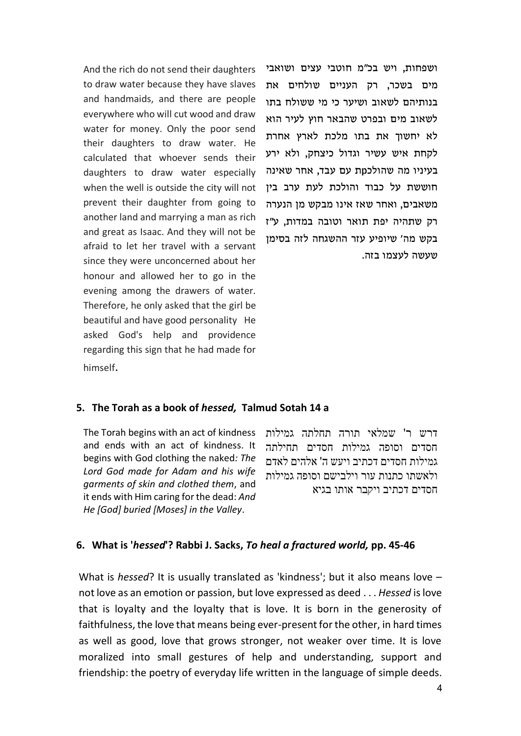And the rich do not send their daughters to draw water because they have slaves and handmaids, and there are people everywhere who will cut wood and draw water for money. Only the poor send their daughters to draw water. He calculated that whoever sends their daughters to draw water especially when the well is outside the city will not prevent their daughter from going to another land and marrying a man as rich and great as Isaac. And they will not be afraid to let her travel with a servant since they were unconcerned about her honour and allowed her to go in the evening among the drawers of water. Therefore, he only asked that the girl be beautiful and have good personality He asked God's help and providence regarding this sign that he had made for himself.

ושפחות, ויש בכ"מ חוטבי עצים ושואבי מים בשכר, רק העניים שולחים את בנותיהם לשאוב ושיער כי מי ששולח בתו לשאוב מים ובפרט שהבאר חוץ לעיר הוא לא יחשוך את בתו מלכת לארץ אחרת לקחת איש עשיר וגדול כיצחק, ולא ירע בעיניו מה שהולכת עם עבד, אחר שאינה חוששת על כבוד והולכת לעת ערב בין משאבים, ואחר שאז אינו מבקש מן הנערה רק שתהיה יפת תואר וטובה במדות, ע"ז בקש מה' שיופיע עזר ההשגחה לזה בסימן שעשה לעצמו בזה.

## 5. The Torah as a book of *hessed,* Talmud Sotah 14 a

The Torah begins with an act of kindness and ends with an act of kindness. It begins with God clothing the naked*: The Lord God made for Adam and his wife garments of skin and clothed them*, and it ends with Him caring for the dead: *And He [God] buried [Moses] in the Valley*.

דרש ר' שמלאי תורה תחלתה גמילות חסדים וסופה גמילות חסדים תחילתה גמילות חסדים דכתיב ויעש ה' אלהים לאדם ולאשתו כתנות עור וילבישם וסופה גמילות חסדים דכתיב ויקבר אותו בגיא

## 6. What is '*hessed*'? Rabbi J. Sacks, *To heal a fractured world,* pp. 45-46

What is *hessed*? It is usually translated as 'kindness'; but it also means love – not love as an emotion or passion, but love expressed as deed . . . *Hessed* is love that is loyalty and the loyalty that is love. It is born in the generosity of faithfulness, the love that means being ever-present for the other, in hard times as well as good, love that grows stronger, not weaker over time. It is love moralized into small gestures of help and understanding, support and friendship: the poetry of everyday life written in the language of simple deeds.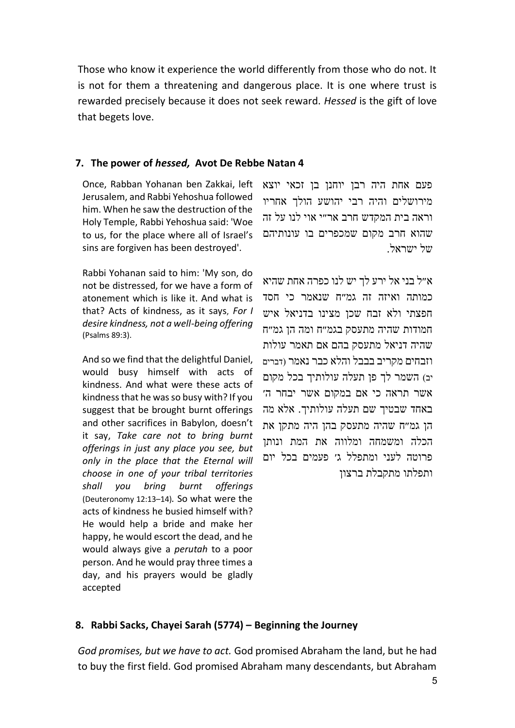Those who know it experience the world differently from those who do not. It is not for them a threatening and dangerous place. It is one where trust is rewarded precisely because it does not seek reward. *Hessed* is the gift of love that begets love.

## 7. The power of *hessed,* Avot De Rebbe Natan 4

| | |
|---|---|
| Once, Rabban Yohanan ben Zakkai, left Jerusalem, and Rabbi Yehoshua followed him. When he saw the destruction of the Holy Temple, Rabbi Yehoshua said: 'Woe to us, for the place where all of Israel's sins are forgiven has been destroyed'. | פעם אחת היה רבן יוחנן בן זכאי יוצא מירושלים והיה רבי יהושע הולך אחריו וראה בית המקדש חרב אר"י אוי לנו על זה שהוא חרב מקום שמכפרים בו עונותיהם של ישראל. |
| Rabbi Yohanan said to him: 'My son, do not be distressed, for we have a form of atonement which is like it. And what is that? Acts of kindness, as it says, *For I desire kindness, not a well-being offering* (Psalms 89:3). | א"ל בני אל ירע לך יש לנו כפרה אחת שהיא כמותה ואיזה זה גמ"ח שנאמר כי חסד חפצתי ולא זבח שכן מצינו בדניאל איש חמודות שהיה מתעסק בגמ"ח ומה הן גמ"ח שהיה דניאל מתעסק בהם אם תאמר עולות וזבחים מקריב בבבל והלא כבר נאמר (דברים יב) השמר לך פן תעלה עולותיך בכל מקום אשר תראה כי אם במקום אשר יבחר ה' באחד שבטיך שם תעלה עולותיך. אלא מה הן גמ"ח שהיה מתעסק בהן היה מתקן את הכלה ומשמחה ומלווה את המת ונותן פרוטה לעני ומתפלל ג' פעמים בכל יום ותפלתו מתקבלת ברצון |
| And so we find that the delightful Daniel, would busy himself with acts of kindness. And what were these acts of kindness that he was so busy with? If you suggest that be brought burnt offerings and other sacrifices in Babylon, doesn't it say, *Take care not to bring burnt offerings in just any place you see, but only in the place that the Eternal will choose in one of your tribal territories shall you bring burnt offerings* (Deuteronomy 12:13–14). So what were the acts of kindness he busied himself with? He would help a bride and make her happy, he would escort the dead, and he would always give a *perutah* to a poor person. And he would pray three times a day, and his prayers would be gladly accepted | |

## 8. Rabbi Sacks, Chayei Sarah (5774) – Beginning the Journey

*God promises, but we have to act.* God promised Abraham the land, but he had to buy the first field. God promised Abraham many descendants, but Abraham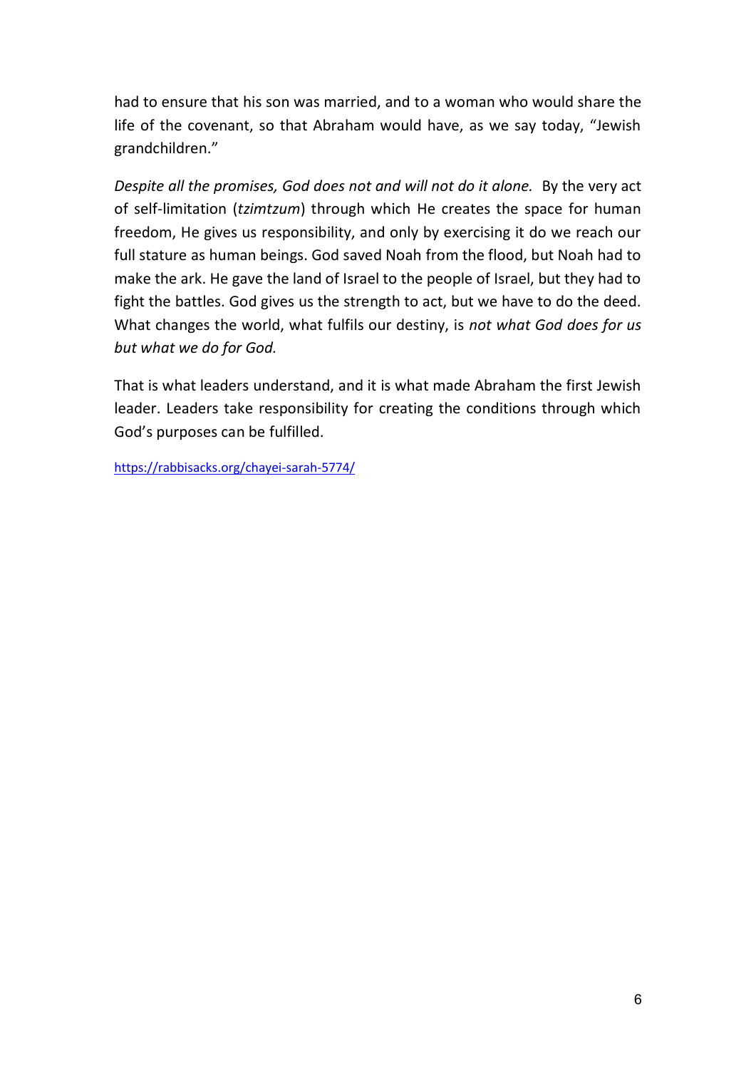had to ensure that his son was married, and to a woman who would share the life of the covenant, so that Abraham would have, as we say today, "Jewish grandchildren."

*Despite all the promises, God does not and will not do it alone.* By the very act of self-limitation (*tzimtzum*) through which He creates the space for human freedom, He gives us responsibility, and only by exercising it do we reach our full stature as human beings. God saved Noah from the flood, but Noah had to make the ark. He gave the land of Israel to the people of Israel, but they had to fight the battles. God gives us the strength to act, but we have to do the deed. What changes the world, what fulfils our destiny, is *not what God does for us but what we do for God.*

That is what leaders understand, and it is what made Abraham the first Jewish leader. Leaders take responsibility for creating the conditions through which God's purposes can be fulfilled.

https://rabbisacks.org/chayei-sarah-5774/